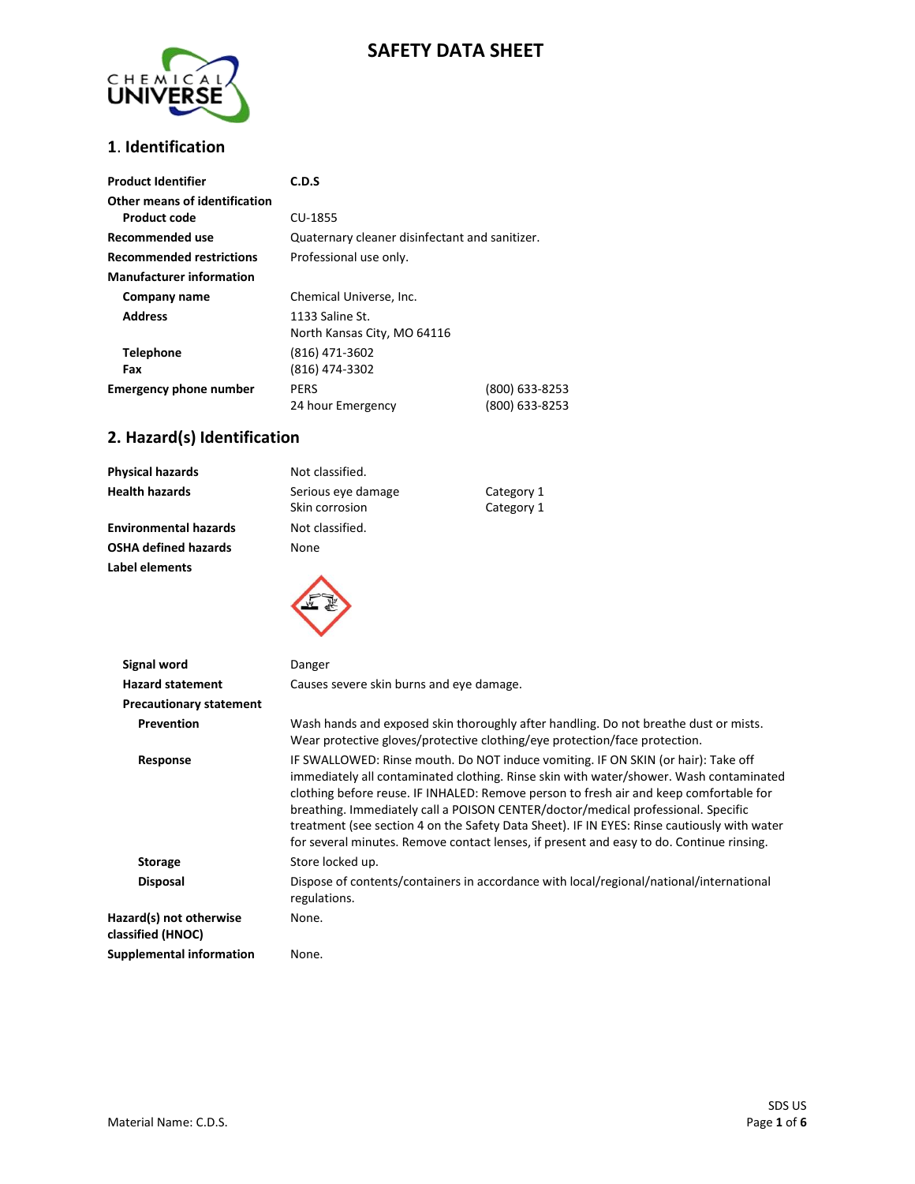# SAFETY DATA SHEET

## 1. Identification

| | | |
|---|---|---|
| **Product Identifier** | **C.D.S** | |
| **Other means of identification** | | |
| **Product code** | CU-1855 | |
| **Recommended use** | Quaternary cleaner disinfectant and sanitizer. | |
| **Recommended restrictions** | Professional use only. | |
| **Manufacturer information** | | |
| **Company name** | Chemical Universe, Inc. | |
| **Address** | 1133 Saline St.<br>North Kansas City, MO 64116 | |
| **Telephone** | (816) 471-3602 | |
| **Fax** | (816) 474-3302 | |
| **Emergency phone number** | PERS | (800) 633-8253 |
| | 24 hour Emergency | (800) 633-8253 |

## 2. Hazard(s) Identification

| | | |
|---|---|---|
| **Physical hazards** | Not classified. | |
| **Health hazards** | Serious eye damage | Category 1 |
| | Skin corrosion | Category 1 |
| **Environmental hazards** | Not classified. | |
| **OSHA defined hazards** | None | |

**Label elements**

**Signal word** Danger

**Hazard statement** Causes severe skin burns and eye damage.

**Precautionary statement**

**Prevention** Wash hands and exposed skin thoroughly after handling. Do not breathe dust or mists. Wear protective gloves/protective clothing/eye protection/face protection.

**Response** IF SWALLOWED: Rinse mouth. Do NOT induce vomiting. IF ON SKIN (or hair): Take off immediately all contaminated clothing. Rinse skin with water/shower. Wash contaminated clothing before reuse. IF INHALED: Remove person to fresh air and keep comfortable for breathing. Immediately call a POISON CENTER/doctor/medical professional. Specific treatment (see section 4 on the Safety Data Sheet). IF IN EYES: Rinse cautiously with water for several minutes. Remove contact lenses, if present and easy to do. Continue rinsing.

**Storage** Store locked up.

**Disposal** Dispose of contents/containers in accordance with local/regional/national/international regulations.

**Hazard(s) not otherwise classified (HNOC)** None.

**Supplemental information** None.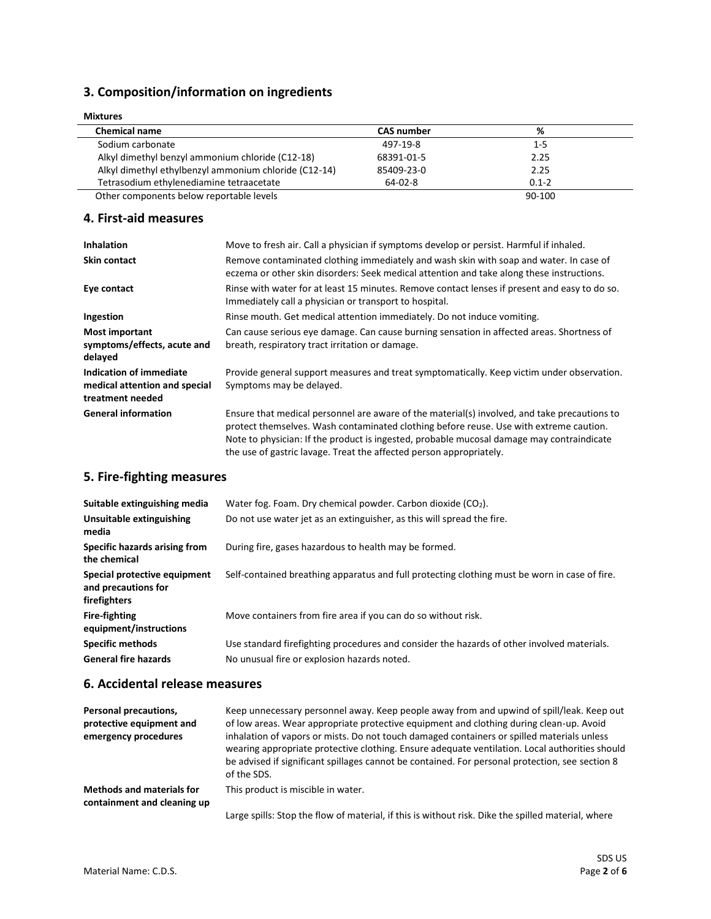## 3. Composition/information on ingredients

**Mixtures**

| Chemical name | CAS number | % |
|---|---|---|
| Sodium carbonate | 497-19-8 | 1-5 |
| Alkyl dimethyl benzyl ammonium chloride (C12-18) | 68391-01-5 | 2.25 |
| Alkyl dimethyl ethylbenzyl ammonium chloride (C12-14) | 85409-23-0 | 2.25 |
| Tetrasodium ethylenediamine tetraacetate | 64-02-8 | 0.1-2 |
| Other components below reportable levels | | 90-100 |

## 4. First-aid measures

| | |
|---|---|
| **Inhalation** | Move to fresh air. Call a physician if symptoms develop or persist. Harmful if inhaled. |
| **Skin contact** | Remove contaminated clothing immediately and wash skin with soap and water. In case of eczema or other skin disorders: Seek medical attention and take along these instructions. |
| **Eye contact** | Rinse with water for at least 15 minutes. Remove contact lenses if present and easy to do so. Immediately call a physician or transport to hospital. |
| **Ingestion** | Rinse mouth. Get medical attention immediately. Do not induce vomiting. |
| **Most important symptoms/effects, acute and delayed** | Can cause serious eye damage. Can cause burning sensation in affected areas. Shortness of breath, respiratory tract irritation or damage. |
| **Indication of immediate medical attention and special treatment needed** | Provide general support measures and treat symptomatically. Keep victim under observation. Symptoms may be delayed. |
| **General information** | Ensure that medical personnel are aware of the material(s) involved, and take precautions to protect themselves. Wash contaminated clothing before reuse. Use with extreme caution. Note to physician: If the product is ingested, probable mucosal damage may contraindicate the use of gastric lavage. Treat the affected person appropriately. |

## 5. Fire-fighting measures

| | |
|---|---|
| **Suitable extinguishing media** | Water fog. Foam. Dry chemical powder. Carbon dioxide ($CO_2$). |
| **Unsuitable extinguishing media** | Do not use water jet as an extinguisher, as this will spread the fire. |
| **Specific hazards arising from the chemical** | During fire, gases hazardous to health may be formed. |
| **Special protective equipment and precautions for firefighters** | Self-contained breathing apparatus and full protecting clothing must be worn in case of fire. |
| **Fire-fighting equipment/instructions** | Move containers from fire area if you can do so without risk. |
| **Specific methods** | Use standard firefighting procedures and consider the hazards of other involved materials. |
| **General fire hazards** | No unusual fire or explosion hazards noted. |

## 6. Accidental release measures

| | |
|---|---|
| **Personal precautions, protective equipment and emergency procedures** | Keep unnecessary personnel away. Keep people away from and upwind of spill/leak. Keep out of low areas. Wear appropriate protective equipment and clothing during clean-up. Avoid inhalation of vapors or mists. Do not touch damaged containers or spilled materials unless wearing appropriate protective clothing. Ensure adequate ventilation. Local authorities should be advised if significant spillages cannot be contained. For personal protection, see section 8 of the SDS. |
| **Methods and materials for containment and cleaning up** | This product is miscible in water.<br><br>Large spills: Stop the flow of material, if this is without risk. Dike the spilled material, where |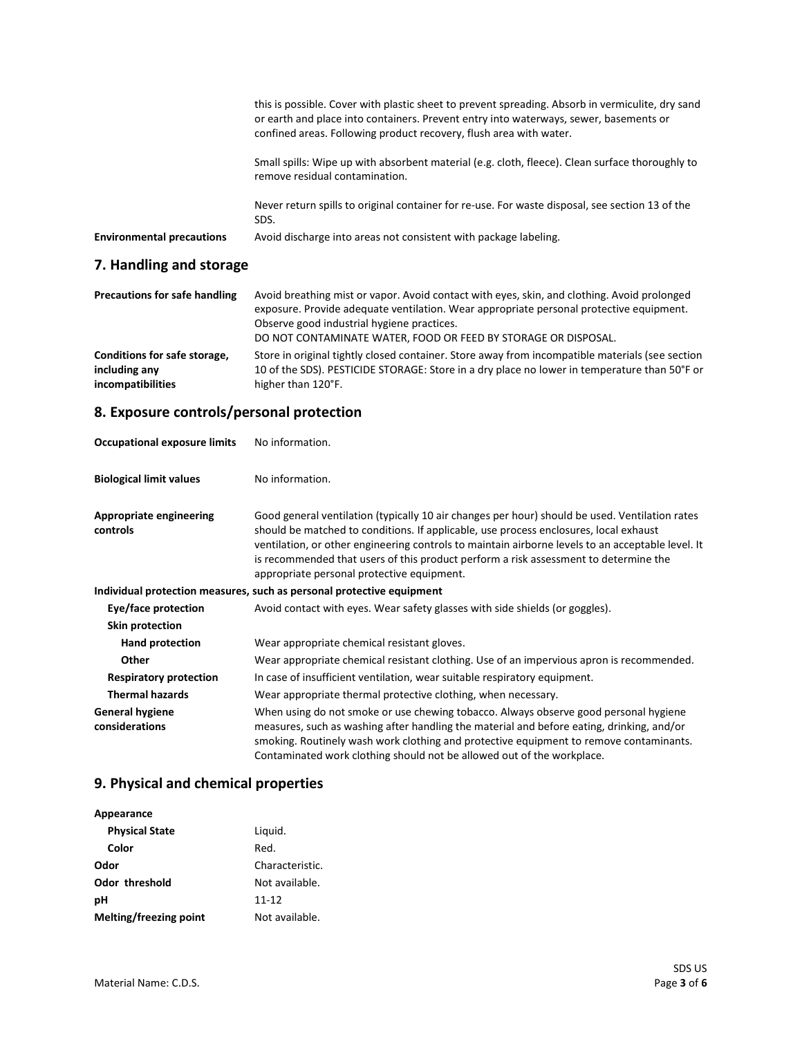this is possible. Cover with plastic sheet to prevent spreading. Absorb in vermiculite, dry sand or earth and place into containers. Prevent entry into waterways, sewer, basements or confined areas. Following product recovery, flush area with water.

Small spills: Wipe up with absorbent material (e.g. cloth, fleece). Clean surface thoroughly to remove residual contamination.

Never return spills to original container for re-use. For waste disposal, see section 13 of the SDS.

| | |
|---|---|
| **Environmental precautions** | Avoid discharge into areas not consistent with package labeling. |

## 7. Handling and storage

| | |
|---|---|
| **Precautions for safe handling** | Avoid breathing mist or vapor. Avoid contact with eyes, skin, and clothing. Avoid prolonged exposure. Provide adequate ventilation. Wear appropriate personal protective equipment. Observe good industrial hygiene practices. DO NOT CONTAMINATE WATER, FOOD OR FEED BY STORAGE OR DISPOSAL. |
| **Conditions for safe storage, including any incompatibilities** | Store in original tightly closed container. Store away from incompatible materials (see section 10 of the SDS). PESTICIDE STORAGE: Store in a dry place no lower in temperature than 50°F or higher than 120°F. |

## 8. Exposure controls/personal protection

| | |
|---|---|
| **Occupational exposure limits** | No information. |
| **Biological limit values** | No information. |
| **Appropriate engineering controls** | Good general ventilation (typically 10 air changes per hour) should be used. Ventilation rates should be matched to conditions. If applicable, use process enclosures, local exhaust ventilation, or other engineering controls to maintain airborne levels to an acceptable level. It is recommended that users of this product perform a risk assessment to determine the appropriate personal protective equipment. |

**Individual protection measures, such as personal protective equipment**

| | |
|---|---|
| **Eye/face protection** | Avoid contact with eyes. Wear safety glasses with side shields (or goggles). |
| **Skin protection** | |
| **Hand protection** | Wear appropriate chemical resistant gloves. |
| **Other** | Wear appropriate chemical resistant clothing. Use of an impervious apron is recommended. |
| **Respiratory protection** | In case of insufficient ventilation, wear suitable respiratory equipment. |
| **Thermal hazards** | Wear appropriate thermal protective clothing, when necessary. |
| **General hygiene considerations** | When using do not smoke or use chewing tobacco. Always observe good personal hygiene measures, such as washing after handling the material and before eating, drinking, and/or smoking. Routinely wash work clothing and protective equipment to remove contaminants. Contaminated work clothing should not be allowed out of the workplace. |

## 9. Physical and chemical properties

| | |
|---|---|
| **Appearance** | |
| **Physical State** | Liquid. |
| **Color** | Red. |
| **Odor** | Characteristic. |
| **Odor threshold** | Not available. |
| **pH** | 11-12 |
| **Melting/freezing point** | Not available. |

Material Name: C.D.S.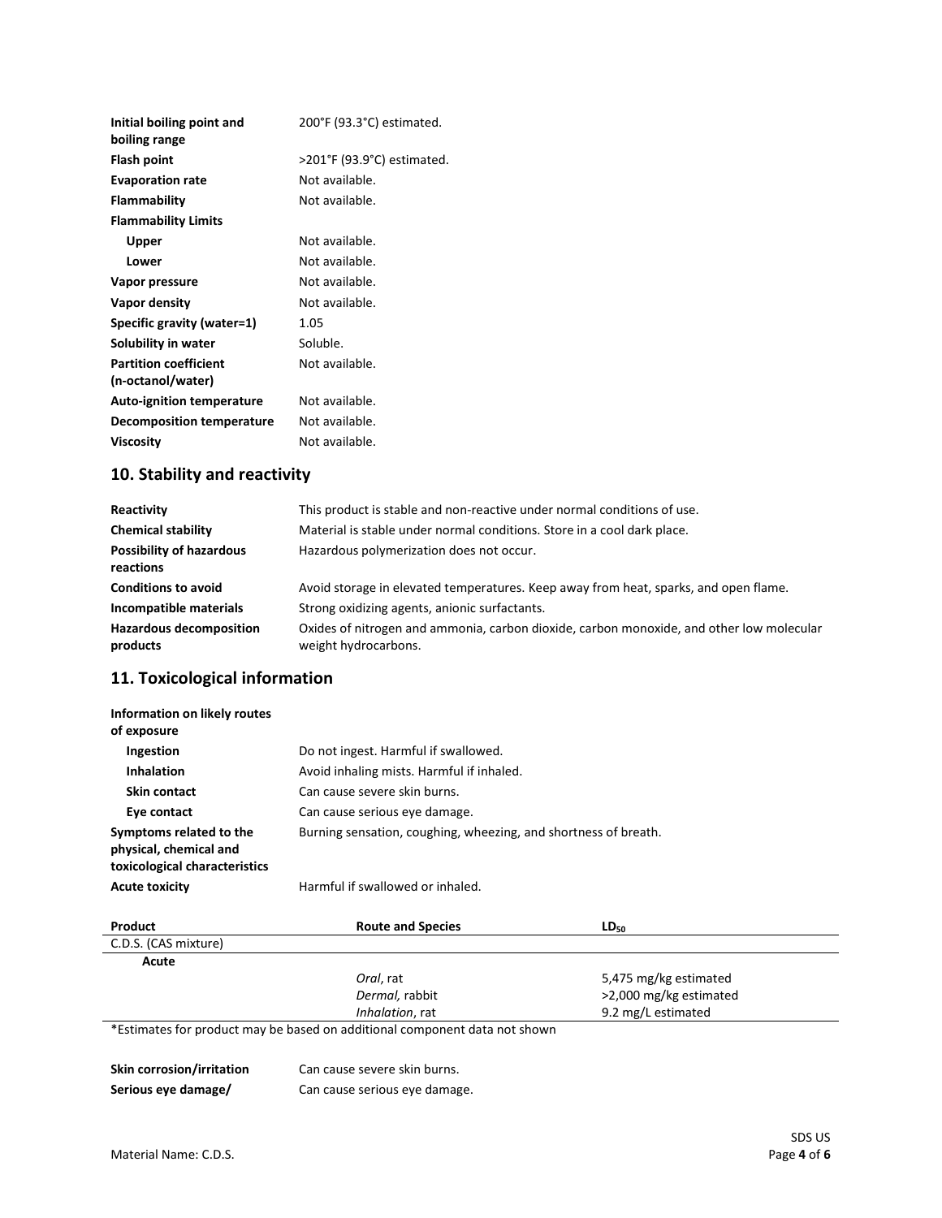| | |
|---|---|
| **Initial boiling point and boiling range** | 200°F (93.3°C) estimated. |
| **Flash point** | >201°F (93.9°C) estimated. |
| **Evaporation rate** | Not available. |
| **Flammability** | Not available. |
| **Flammability Limits** | |
| **Upper** | Not available. |
| **Lower** | Not available. |
| **Vapor pressure** | Not available. |
| **Vapor density** | Not available. |
| **Specific gravity (water=1)** | 1.05 |
| **Solubility in water** | Soluble. |
| **Partition coefficient (n-octanol/water)** | Not available. |
| **Auto-ignition temperature** | Not available. |
| **Decomposition temperature** | Not available. |
| **Viscosity** | Not available. |

## 10. Stability and reactivity

| | |
|---|---|
| **Reactivity** | This product is stable and non-reactive under normal conditions of use. |
| **Chemical stability** | Material is stable under normal conditions. Store in a cool dark place. |
| **Possibility of hazardous reactions** | Hazardous polymerization does not occur. |
| **Conditions to avoid** | Avoid storage in elevated temperatures. Keep away from heat, sparks, and open flame. |
| **Incompatible materials** | Strong oxidizing agents, anionic surfactants. |
| **Hazardous decomposition products** | Oxides of nitrogen and ammonia, carbon dioxide, carbon monoxide, and other low molecular weight hydrocarbons. |

## 11. Toxicological information

**Information on likely routes of exposure**

| | |
|---|---|
| **Ingestion** | Do not ingest. Harmful if swallowed. |
| **Inhalation** | Avoid inhaling mists. Harmful if inhaled. |
| **Skin contact** | Can cause severe skin burns. |
| **Eye contact** | Can cause serious eye damage. |
| **Symptoms related to the physical, chemical and toxicological characteristics** | Burning sensation, coughing, wheezing, and shortness of breath. |
| **Acute toxicity** | Harmful if swallowed or inhaled. |

| Product | Route and Species | $LD_{50}$ |
|---|---|---|
| C.D.S. (CAS mixture) | | |
| **Acute** | | |
| | *Oral*, rat | 5,475 mg/kg estimated |
| | *Dermal,* rabbit | >2,000 mg/kg estimated |
| | *Inhalation*, rat | 9.2 mg/L estimated |

*Estimates for product may be based on additional component data not shown

| | |
|---|---|
| **Skin corrosion/irritation** | Can cause severe skin burns. |
| **Serious eye damage/** | Can cause serious eye damage. |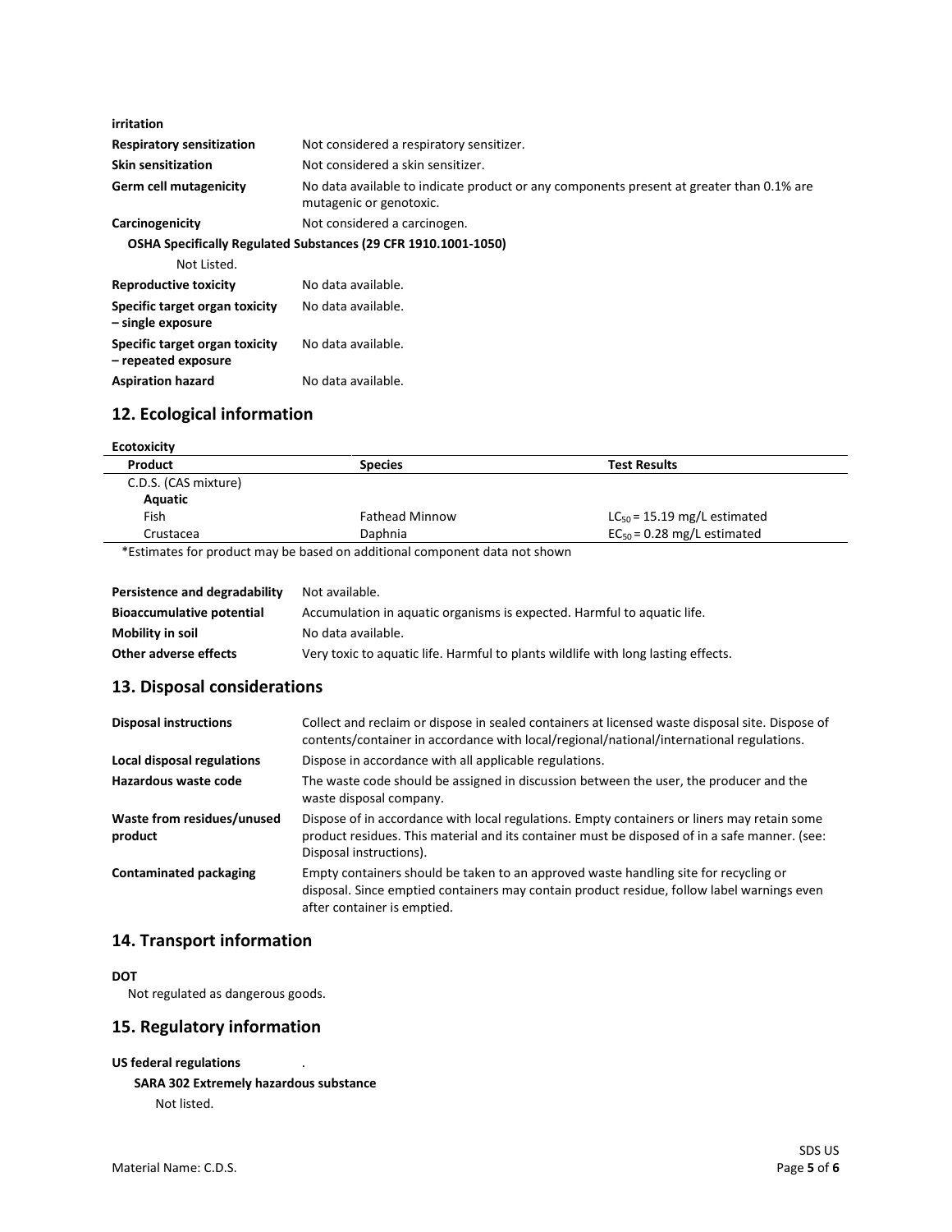| | |
|---|---|
| **irritation** | |
| **Respiratory sensitization** | Not considered a respiratory sensitizer. |
| **Skin sensitization** | Not considered a skin sensitizer. |
| **Germ cell mutagenicity** | No data available to indicate product or any components present at greater than 0.1% are mutagenic or genotoxic. |
| **Carcinogenicity** | Not considered a carcinogen. |

**OSHA Specifically Regulated Substances (29 CFR 1910.1001-1050)**

Not Listed.

| | |
|---|---|
| **Reproductive toxicity** | No data available. |
| **Specific target organ toxicity – single exposure** | No data available. |
| **Specific target organ toxicity – repeated exposure** | No data available. |
| **Aspiration hazard** | No data available. |

## 12. Ecological information

**Ecotoxicity**

| Product | Species | Test Results |
|---|---|---|
| C.D.S. (CAS mixture) | | |
| **Aquatic** | | |
| Fish | Fathead Minnow | $LC_{50}$ = 15.19 mg/L estimated |
| Crustacea | Daphnia | $EC_{50}$ = 0.28 mg/L estimated |

*Estimates for product may be based on additional component data not shown

| | |
|---|---|
| **Persistence and degradability** | Not available. |
| **Bioaccumulative potential** | Accumulation in aquatic organisms is expected. Harmful to aquatic life. |
| **Mobility in soil** | No data available. |
| **Other adverse effects** | Very toxic to aquatic life. Harmful to plants wildlife with long lasting effects. |

## 13. Disposal considerations

| | |
|---|---|
| **Disposal instructions** | Collect and reclaim or dispose in sealed containers at licensed waste disposal site. Dispose of contents/container in accordance with local/regional/national/international regulations. |
| **Local disposal regulations** | Dispose in accordance with all applicable regulations. |
| **Hazardous waste code** | The waste code should be assigned in discussion between the user, the producer and the waste disposal company. |
| **Waste from residues/unused product** | Dispose of in accordance with local regulations. Empty containers or liners may retain some product residues. This material and its container must be disposed of in a safe manner. (see: Disposal instructions). |
| **Contaminated packaging** | Empty containers should be taken to an approved waste handling site for recycling or disposal. Since emptied containers may contain product residue, follow label warnings even after container is emptied. |

## 14. Transport information

**DOT**

Not regulated as dangerous goods.

## 15. Regulatory information

**US federal regulations** .

**SARA 302 Extremely hazardous substance**

Not listed.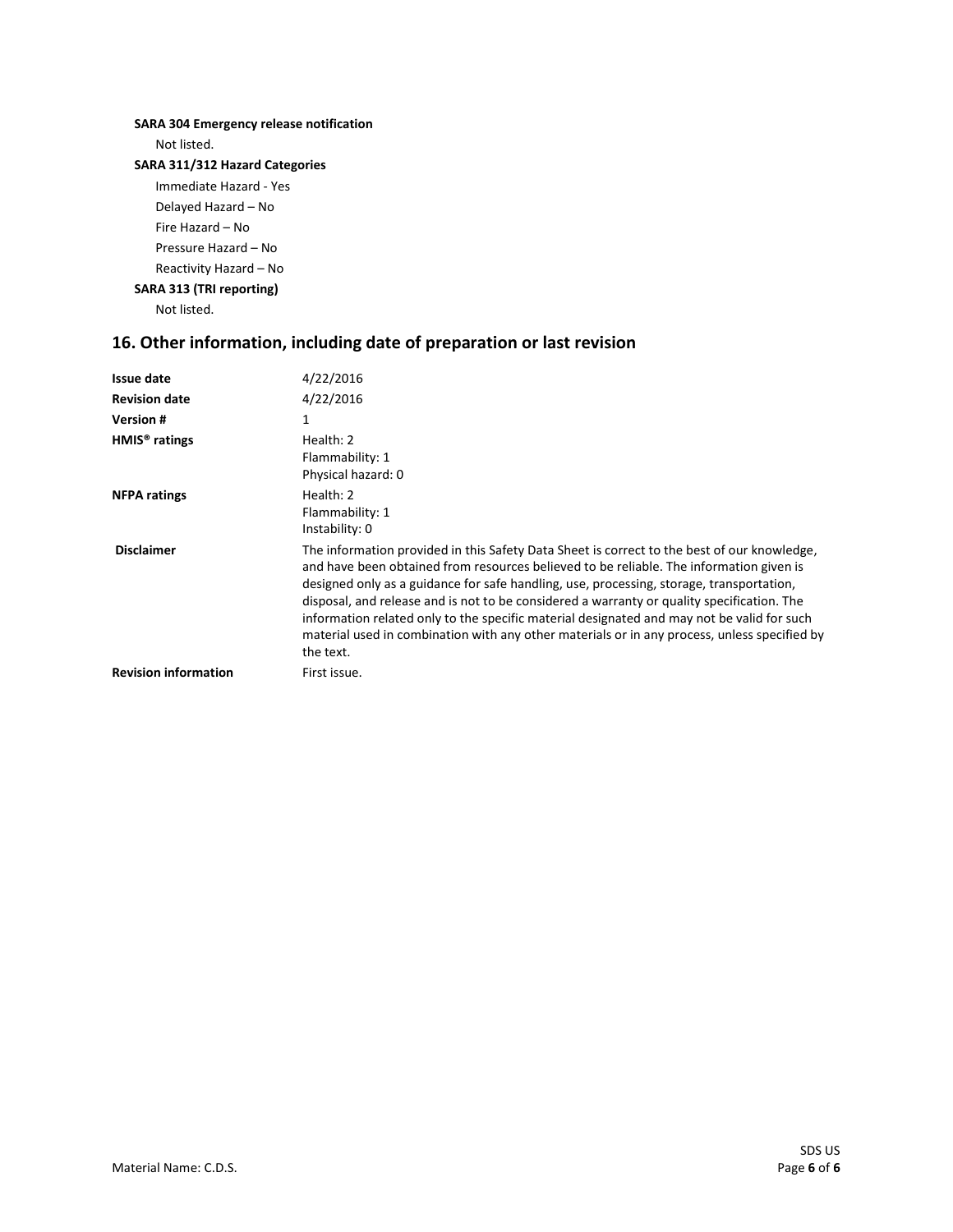**SARA 304 Emergency release notification**

Not listed.

**SARA 311/312 Hazard Categories**

Immediate Hazard - Yes

Delayed Hazard – No

Fire Hazard – No

Pressure Hazard – No

Reactivity Hazard – No

**SARA 313 (TRI reporting)**

Not listed.

## 16. Other information, including date of preparation or last revision

| | |
|---|---|
| **Issue date** | 4/22/2016 |
| **Revision date** | 4/22/2016 |
| **Version #** | 1 |
| **HMIS® ratings** | Health: 2<br>Flammability: 1<br>Physical hazard: 0 |
| **NFPA ratings** | Health: 2<br>Flammability: 1<br>Instability: 0 |
| **Disclaimer** | The information provided in this Safety Data Sheet is correct to the best of our knowledge, and have been obtained from resources believed to be reliable. The information given is designed only as a guidance for safe handling, use, processing, storage, transportation, disposal, and release and is not to be considered a warranty or quality specification. The information related only to the specific material designated and may not be valid for such material used in combination with any other materials or in any process, unless specified by the text. |
| **Revision information** | First issue. |

Material Name: C.D.S.